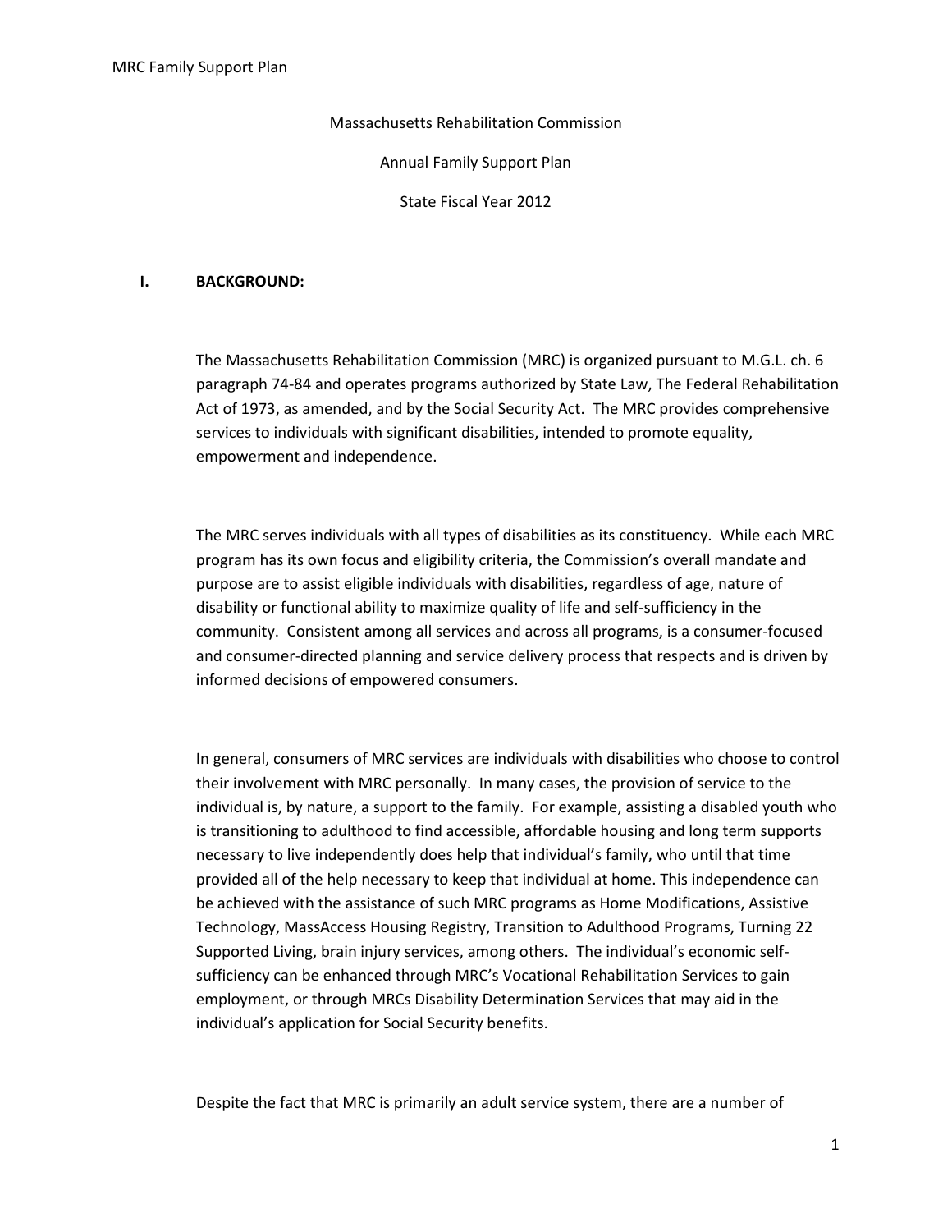Massachusetts Rehabilitation Commission

Annual Family Support Plan

State Fiscal Year 2012

## I. BACKGROUND:

The Massachusetts Rehabilitation Commission (MRC) is organized pursuant to M.G.L. ch. 6 paragraph 74-84 and operates programs authorized by State Law, The Federal Rehabilitation Act of 1973, as amended, and by the Social Security Act. The MRC provides comprehensive services to individuals with significant disabilities, intended to promote equality, empowerment and independence.

The MRC serves individuals with all types of disabilities as its constituency. While each MRC program has its own focus and eligibility criteria, the Commission's overall mandate and purpose are to assist eligible individuals with disabilities, regardless of age, nature of disability or functional ability to maximize quality of life and self-sufficiency in the community. Consistent among all services and across all programs, is a consumer-focused and consumer-directed planning and service delivery process that respects and is driven by informed decisions of empowered consumers.

In general, consumers of MRC services are individuals with disabilities who choose to control their involvement with MRC personally. In many cases, the provision of service to the individual is, by nature, a support to the family. For example, assisting a disabled youth who is transitioning to adulthood to find accessible, affordable housing and long term supports necessary to live independently does help that individual's family, who until that time provided all of the help necessary to keep that individual at home. This independence can be achieved with the assistance of such MRC programs as Home Modifications, Assistive Technology, MassAccess Housing Registry, Transition to Adulthood Programs, Turning 22 Supported Living, brain injury services, among others. The individual's economic self-sufficiency can be enhanced through MRC's Vocational Rehabilitation Services to gain employment, or through MRCs Disability Determination Services that may aid in the individual's application for Social Security benefits.

Despite the fact that MRC is primarily an adult service system, there are a number of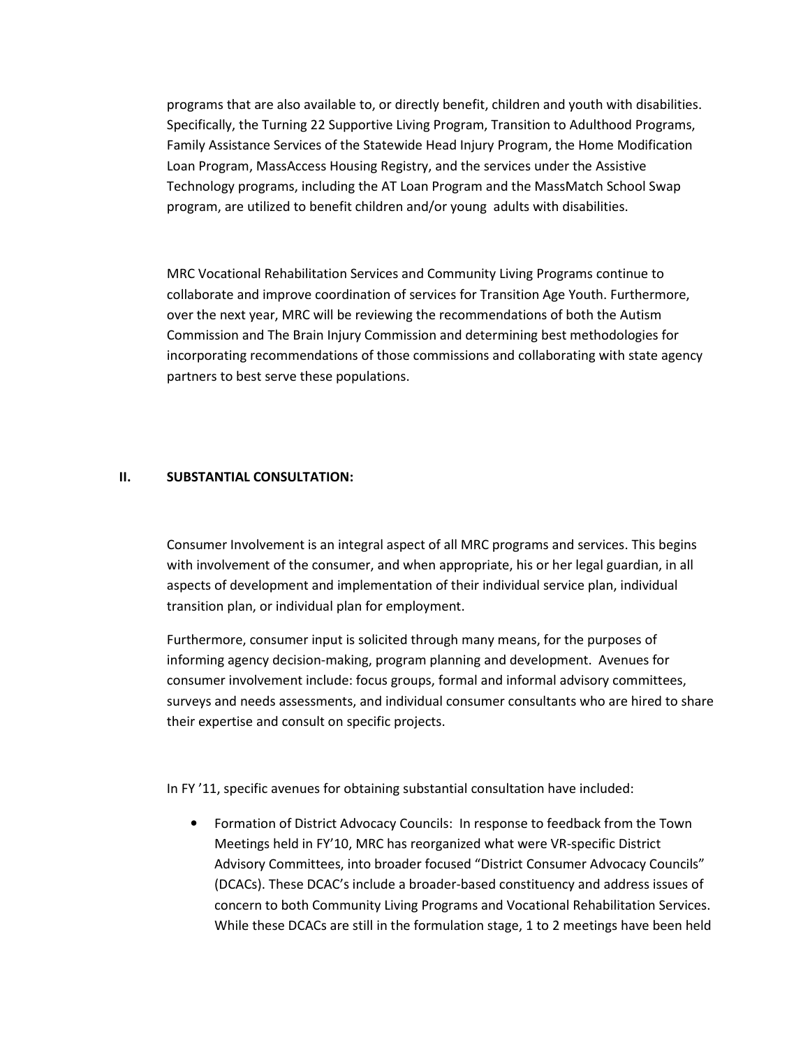programs that are also available to, or directly benefit, children and youth with disabilities. Specifically, the Turning 22 Supportive Living Program, Transition to Adulthood Programs, Family Assistance Services of the Statewide Head Injury Program, the Home Modification Loan Program, MassAccess Housing Registry, and the services under the Assistive Technology programs, including the AT Loan Program and the MassMatch School Swap program, are utilized to benefit children and/or young adults with disabilities.

MRC Vocational Rehabilitation Services and Community Living Programs continue to collaborate and improve coordination of services for Transition Age Youth. Furthermore, over the next year, MRC will be reviewing the recommendations of both the Autism Commission and The Brain Injury Commission and determining best methodologies for incorporating recommendations of those commissions and collaborating with state agency partners to best serve these populations.

## II. SUBSTANTIAL CONSULTATION:

Consumer Involvement is an integral aspect of all MRC programs and services. This begins with involvement of the consumer, and when appropriate, his or her legal guardian, in all aspects of development and implementation of their individual service plan, individual transition plan, or individual plan for employment.

Furthermore, consumer input is solicited through many means, for the purposes of informing agency decision-making, program planning and development. Avenues for consumer involvement include: focus groups, formal and informal advisory committees, surveys and needs assessments, and individual consumer consultants who are hired to share their expertise and consult on specific projects.

In FY '11, specific avenues for obtaining substantial consultation have included:

- Formation of District Advocacy Councils: In response to feedback from the Town Meetings held in FY'10, MRC has reorganized what were VR-specific District Advisory Committees, into broader focused "District Consumer Advocacy Councils" (DCACs). These DCAC's include a broader-based constituency and address issues of concern to both Community Living Programs and Vocational Rehabilitation Services. While these DCACs are still in the formulation stage, 1 to 2 meetings have been held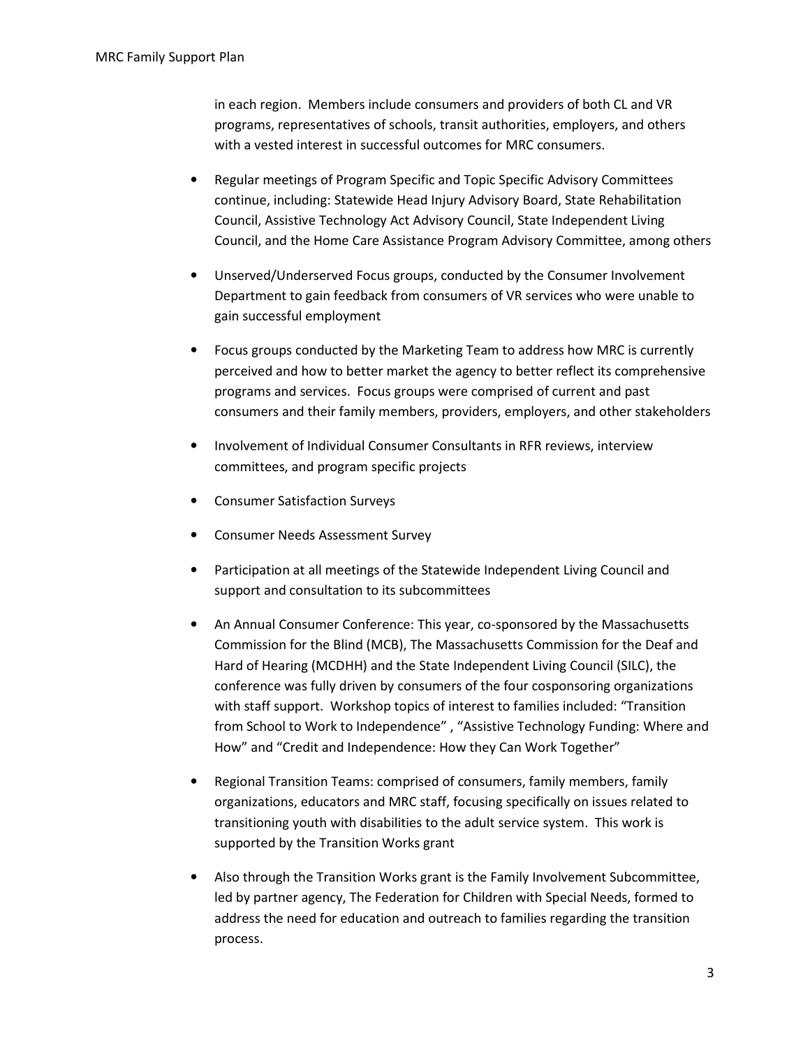in each region. Members include consumers and providers of both CL and VR programs, representatives of schools, transit authorities, employers, and others with a vested interest in successful outcomes for MRC consumers.

- Regular meetings of Program Specific and Topic Specific Advisory Committees continue, including: Statewide Head Injury Advisory Board, State Rehabilitation Council, Assistive Technology Act Advisory Council, State Independent Living Council, and the Home Care Assistance Program Advisory Committee, among others
- Unserved/Underserved Focus groups, conducted by the Consumer Involvement Department to gain feedback from consumers of VR services who were unable to gain successful employment
- Focus groups conducted by the Marketing Team to address how MRC is currently perceived and how to better market the agency to better reflect its comprehensive programs and services. Focus groups were comprised of current and past consumers and their family members, providers, employers, and other stakeholders
- Involvement of Individual Consumer Consultants in RFR reviews, interview committees, and program specific projects
- Consumer Satisfaction Surveys
- Consumer Needs Assessment Survey
- Participation at all meetings of the Statewide Independent Living Council and support and consultation to its subcommittees
- An Annual Consumer Conference: This year, co-sponsored by the Massachusetts Commission for the Blind (MCB), The Massachusetts Commission for the Deaf and Hard of Hearing (MCDHH) and the State Independent Living Council (SILC), the conference was fully driven by consumers of the four cosponsoring organizations with staff support. Workshop topics of interest to families included: "Transition from School to Work to Independence" , "Assistive Technology Funding: Where and How" and "Credit and Independence: How they Can Work Together"
- Regional Transition Teams: comprised of consumers, family members, family organizations, educators and MRC staff, focusing specifically on issues related to transitioning youth with disabilities to the adult service system. This work is supported by the Transition Works grant
- Also through the Transition Works grant is the Family Involvement Subcommittee, led by partner agency, The Federation for Children with Special Needs, formed to address the need for education and outreach to families regarding the transition process.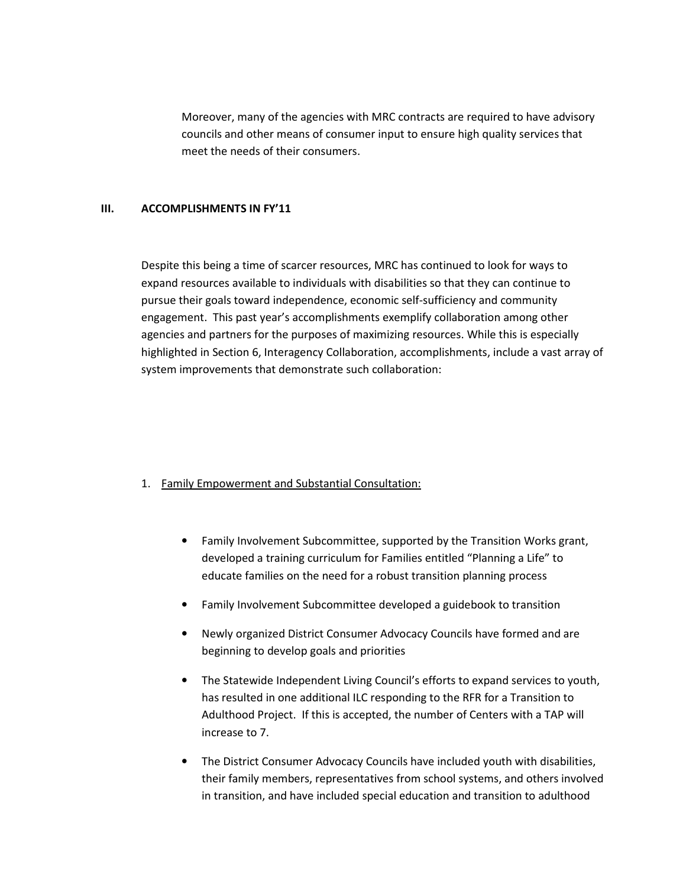Moreover, many of the agencies with MRC contracts are required to have advisory councils and other means of consumer input to ensure high quality services that meet the needs of their consumers.

## III. ACCOMPLISHMENTS IN FY'11

Despite this being a time of scarcer resources, MRC has continued to look for ways to expand resources available to individuals with disabilities so that they can continue to pursue their goals toward independence, economic self-sufficiency and community engagement. This past year's accomplishments exemplify collaboration among other agencies and partners for the purposes of maximizing resources. While this is especially highlighted in Section 6, Interagency Collaboration, accomplishments, include a vast array of system improvements that demonstrate such collaboration:

1. <u>Family Empowerment and Substantial Consultation:</u>

    - Family Involvement Subcommittee, supported by the Transition Works grant, developed a training curriculum for Families entitled "Planning a Life" to educate families on the need for a robust transition planning process
    - Family Involvement Subcommittee developed a guidebook to transition
    - Newly organized District Consumer Advocacy Councils have formed and are beginning to develop goals and priorities
    - The Statewide Independent Living Council's efforts to expand services to youth, has resulted in one additional ILC responding to the RFR for a Transition to Adulthood Project. If this is accepted, the number of Centers with a TAP will increase to 7.
    - The District Consumer Advocacy Councils have included youth with disabilities, their family members, representatives from school systems, and others involved in transition, and have included special education and transition to adulthood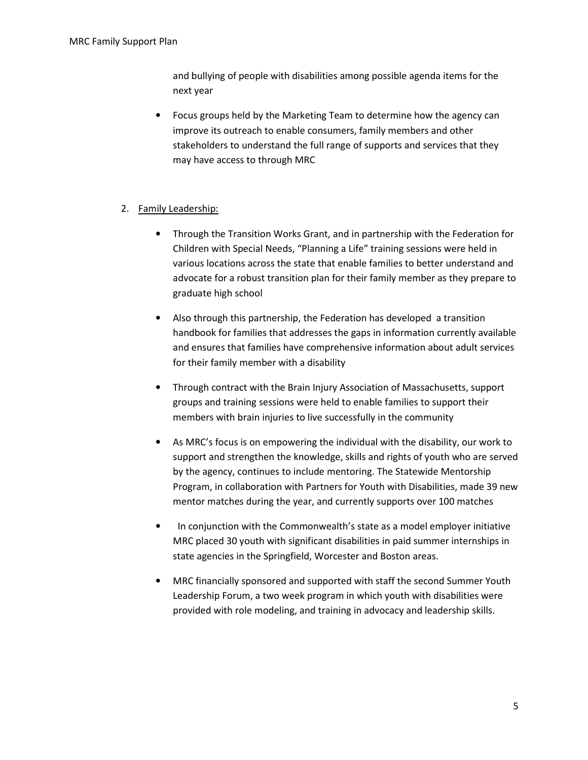and bullying of people with disabilities among possible agenda items for the next year

- Focus groups held by the Marketing Team to determine how the agency can improve its outreach to enable consumers, family members and other stakeholders to understand the full range of supports and services that they may have access to through MRC

2. Family Leadership:

- Through the Transition Works Grant, and in partnership with the Federation for Children with Special Needs, "Planning a Life" training sessions were held in various locations across the state that enable families to better understand and advocate for a robust transition plan for their family member as they prepare to graduate high school

- Also through this partnership, the Federation has developed a transition handbook for families that addresses the gaps in information currently available and ensures that families have comprehensive information about adult services for their family member with a disability

- Through contract with the Brain Injury Association of Massachusetts, support groups and training sessions were held to enable families to support their members with brain injuries to live successfully in the community

- As MRC's focus is on empowering the individual with the disability, our work to support and strengthen the knowledge, skills and rights of youth who are served by the agency, continues to include mentoring. The Statewide Mentorship Program, in collaboration with Partners for Youth with Disabilities, made 39 new mentor matches during the year, and currently supports over 100 matches

- In conjunction with the Commonwealth's state as a model employer initiative MRC placed 30 youth with significant disabilities in paid summer internships in state agencies in the Springfield, Worcester and Boston areas.

- MRC financially sponsored and supported with staff the second Summer Youth Leadership Forum, a two week program in which youth with disabilities were provided with role modeling, and training in advocacy and leadership skills.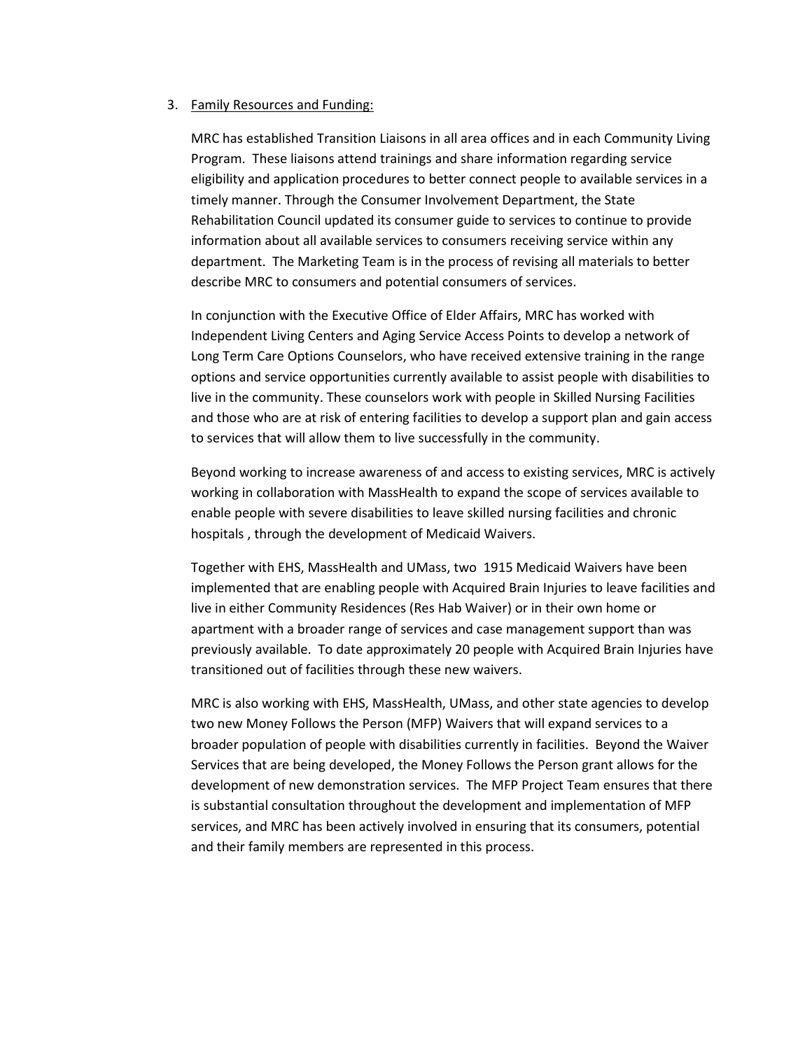3. <u>Family Resources and Funding:</u>

   MRC has established Transition Liaisons in all area offices and in each Community Living Program. These liaisons attend trainings and share information regarding service eligibility and application procedures to better connect people to available services in a timely manner. Through the Consumer Involvement Department, the State Rehabilitation Council updated its consumer guide to services to continue to provide information about all available services to consumers receiving service within any department. The Marketing Team is in the process of revising all materials to better describe MRC to consumers and potential consumers of services.

   In conjunction with the Executive Office of Elder Affairs, MRC has worked with Independent Living Centers and Aging Service Access Points to develop a network of Long Term Care Options Counselors, who have received extensive training in the range options and service opportunities currently available to assist people with disabilities to live in the community. These counselors work with people in Skilled Nursing Facilities and those who are at risk of entering facilities to develop a support plan and gain access to services that will allow them to live successfully in the community.

   Beyond working to increase awareness of and access to existing services, MRC is actively working in collaboration with MassHealth to expand the scope of services available to enable people with severe disabilities to leave skilled nursing facilities and chronic hospitals , through the development of Medicaid Waivers.

   Together with EHS, MassHealth and UMass, two 1915 Medicaid Waivers have been implemented that are enabling people with Acquired Brain Injuries to leave facilities and live in either Community Residences (Res Hab Waiver) or in their own home or apartment with a broader range of services and case management support than was previously available. To date approximately 20 people with Acquired Brain Injuries have transitioned out of facilities through these new waivers.

   MRC is also working with EHS, MassHealth, UMass, and other state agencies to develop two new Money Follows the Person (MFP) Waivers that will expand services to a broader population of people with disabilities currently in facilities. Beyond the Waiver Services that are being developed, the Money Follows the Person grant allows for the development of new demonstration services. The MFP Project Team ensures that there is substantial consultation throughout the development and implementation of MFP services, and MRC has been actively involved in ensuring that its consumers, potential and their family members are represented in this process.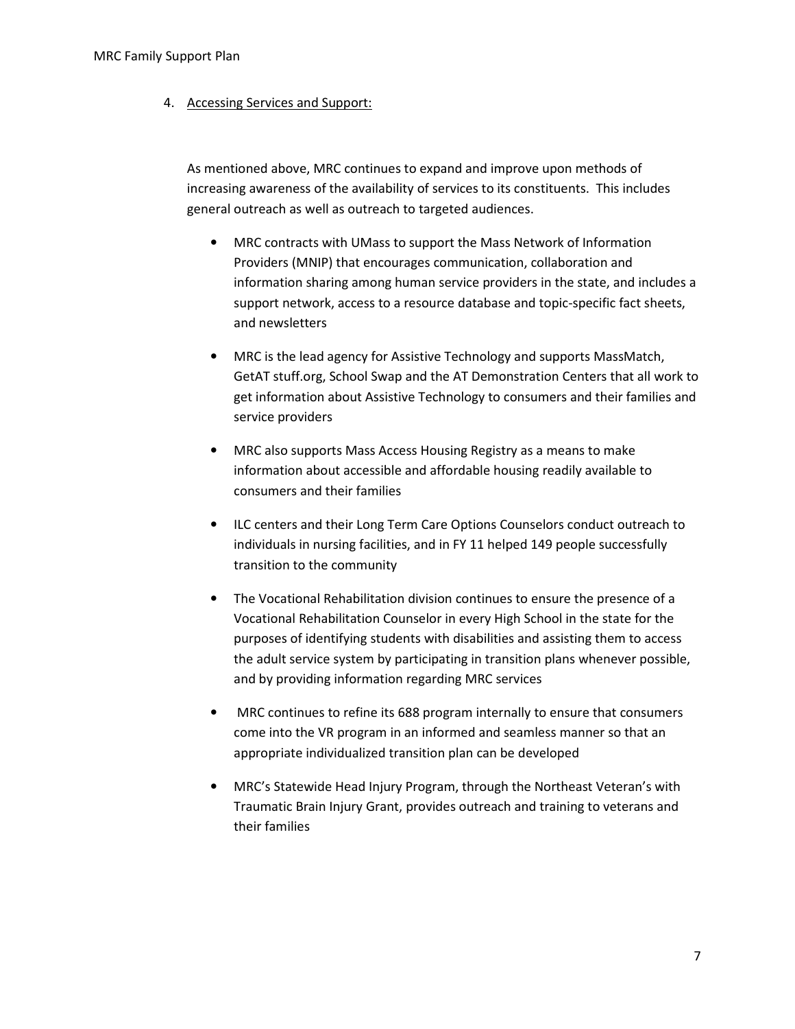4. Accessing Services and Support:

As mentioned above, MRC continues to expand and improve upon methods of increasing awareness of the availability of services to its constituents. This includes general outreach as well as outreach to targeted audiences.

- MRC contracts with UMass to support the Mass Network of Information Providers (MNIP) that encourages communication, collaboration and information sharing among human service providers in the state, and includes a support network, access to a resource database and topic-specific fact sheets, and newsletters

- MRC is the lead agency for Assistive Technology and supports MassMatch, GetAT stuff.org, School Swap and the AT Demonstration Centers that all work to get information about Assistive Technology to consumers and their families and service providers

- MRC also supports Mass Access Housing Registry as a means to make information about accessible and affordable housing readily available to consumers and their families

- ILC centers and their Long Term Care Options Counselors conduct outreach to individuals in nursing facilities, and in FY 11 helped 149 people successfully transition to the community

- The Vocational Rehabilitation division continues to ensure the presence of a Vocational Rehabilitation Counselor in every High School in the state for the purposes of identifying students with disabilities and assisting them to access the adult service system by participating in transition plans whenever possible, and by providing information regarding MRC services

- MRC continues to refine its 688 program internally to ensure that consumers come into the VR program in an informed and seamless manner so that an appropriate individualized transition plan can be developed

- MRC's Statewide Head Injury Program, through the Northeast Veteran's with Traumatic Brain Injury Grant, provides outreach and training to veterans and their families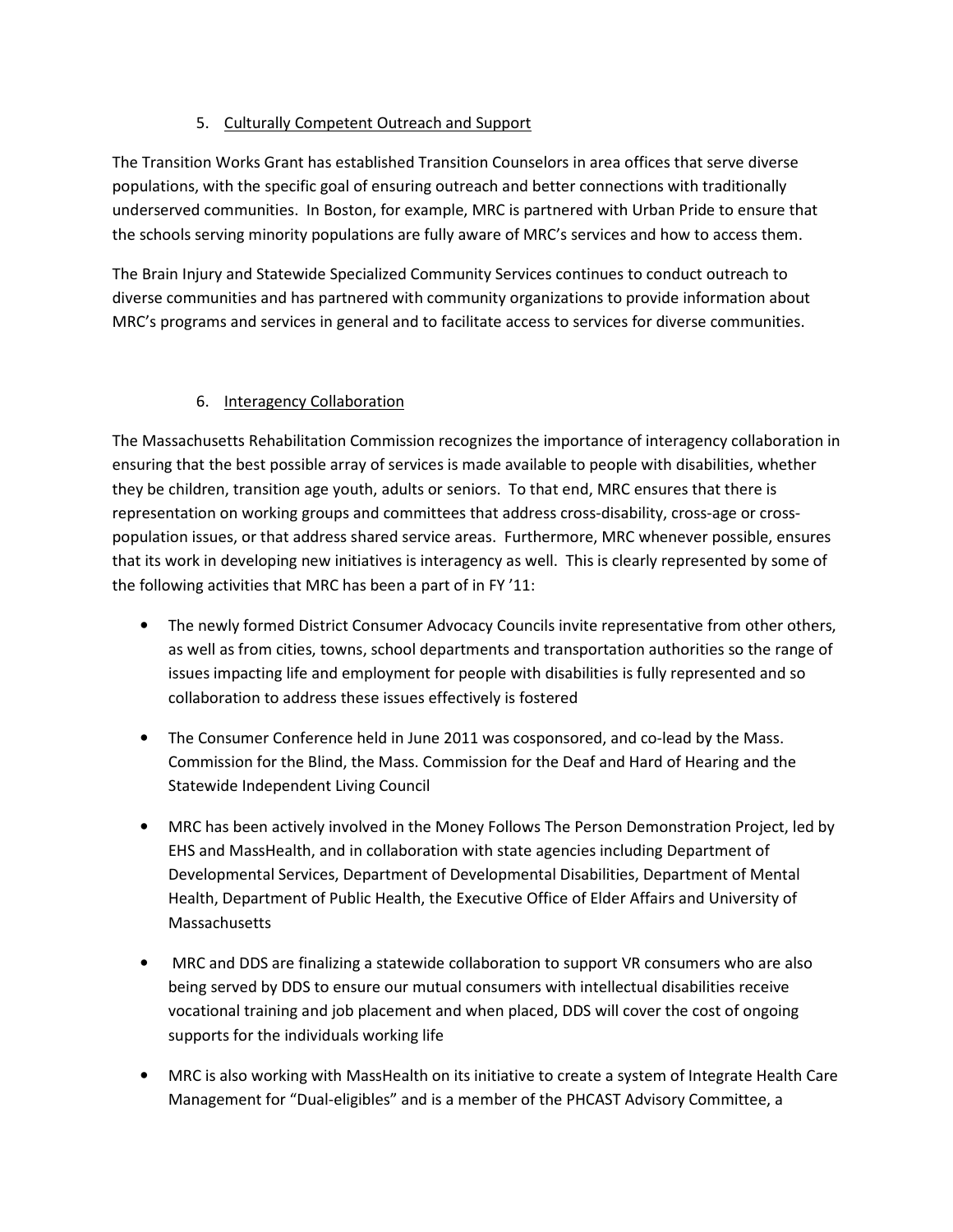5. Culturally Competent Outreach and Support

The Transition Works Grant has established Transition Counselors in area offices that serve diverse populations, with the specific goal of ensuring outreach and better connections with traditionally underserved communities. In Boston, for example, MRC is partnered with Urban Pride to ensure that the schools serving minority populations are fully aware of MRC's services and how to access them.

The Brain Injury and Statewide Specialized Community Services continues to conduct outreach to diverse communities and has partnered with community organizations to provide information about MRC's programs and services in general and to facilitate access to services for diverse communities.

6. Interagency Collaboration

The Massachusetts Rehabilitation Commission recognizes the importance of interagency collaboration in ensuring that the best possible array of services is made available to people with disabilities, whether they be children, transition age youth, adults or seniors. To that end, MRC ensures that there is representation on working groups and committees that address cross-disability, cross-age or cross-population issues, or that address shared service areas. Furthermore, MRC whenever possible, ensures that its work in developing new initiatives is interagency as well. This is clearly represented by some of the following activities that MRC has been a part of in FY '11:

- The newly formed District Consumer Advocacy Councils invite representative from other others, as well as from cities, towns, school departments and transportation authorities so the range of issues impacting life and employment for people with disabilities is fully represented and so collaboration to address these issues effectively is fostered

- The Consumer Conference held in June 2011 was cosponsored, and co-lead by the Mass. Commission for the Blind, the Mass. Commission for the Deaf and Hard of Hearing and the Statewide Independent Living Council

- MRC has been actively involved in the Money Follows The Person Demonstration Project, led by EHS and MassHealth, and in collaboration with state agencies including Department of Developmental Services, Department of Developmental Disabilities, Department of Mental Health, Department of Public Health, the Executive Office of Elder Affairs and University of Massachusetts

- MRC and DDS are finalizing a statewide collaboration to support VR consumers who are also being served by DDS to ensure our mutual consumers with intellectual disabilities receive vocational training and job placement and when placed, DDS will cover the cost of ongoing supports for the individuals working life

- MRC is also working with MassHealth on its initiative to create a system of Integrate Health Care Management for "Dual-eligibles" and is a member of the PHCAST Advisory Committee, a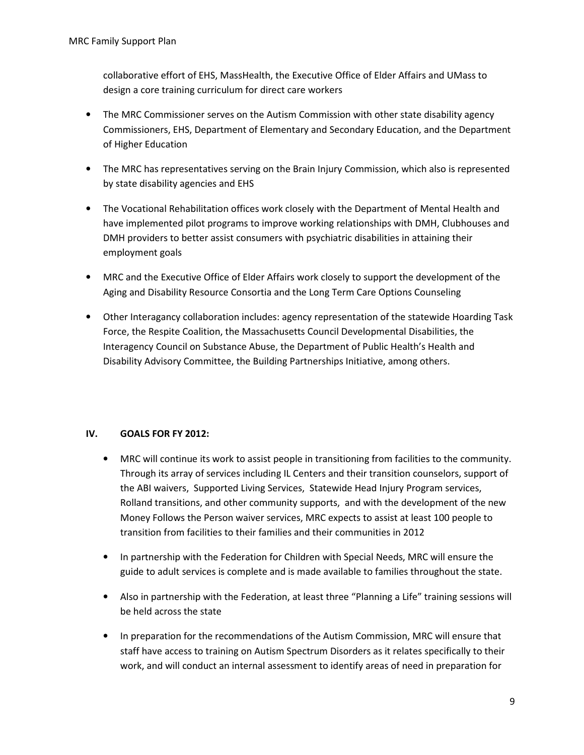collaborative effort of EHS, MassHealth, the Executive Office of Elder Affairs and UMass to design a core training curriculum for direct care workers

- The MRC Commissioner serves on the Autism Commission with other state disability agency Commissioners, EHS, Department of Elementary and Secondary Education, and the Department of Higher Education
- The MRC has representatives serving on the Brain Injury Commission, which also is represented by state disability agencies and EHS
- The Vocational Rehabilitation offices work closely with the Department of Mental Health and have implemented pilot programs to improve working relationships with DMH, Clubhouses and DMH providers to better assist consumers with psychiatric disabilities in attaining their employment goals
- MRC and the Executive Office of Elder Affairs work closely to support the development of the Aging and Disability Resource Consortia and the Long Term Care Options Counseling
- Other Interagancy collaboration includes: agency representation of the statewide Hoarding Task Force, the Respite Coalition, the Massachusetts Council Developmental Disabilities, the Interagency Council on Substance Abuse, the Department of Public Health's Health and Disability Advisory Committee, the Building Partnerships Initiative, among others.

## IV. GOALS FOR FY 2012:

- MRC will continue its work to assist people in transitioning from facilities to the community. Through its array of services including IL Centers and their transition counselors, support of the ABI waivers, Supported Living Services, Statewide Head Injury Program services, Rolland transitions, and other community supports, and with the development of the new Money Follows the Person waiver services, MRC expects to assist at least 100 people to transition from facilities to their families and their communities in 2012
- In partnership with the Federation for Children with Special Needs, MRC will ensure the guide to adult services is complete and is made available to families throughout the state.
- Also in partnership with the Federation, at least three "Planning a Life" training sessions will be held across the state
- In preparation for the recommendations of the Autism Commission, MRC will ensure that staff have access to training on Autism Spectrum Disorders as it relates specifically to their work, and will conduct an internal assessment to identify areas of need in preparation for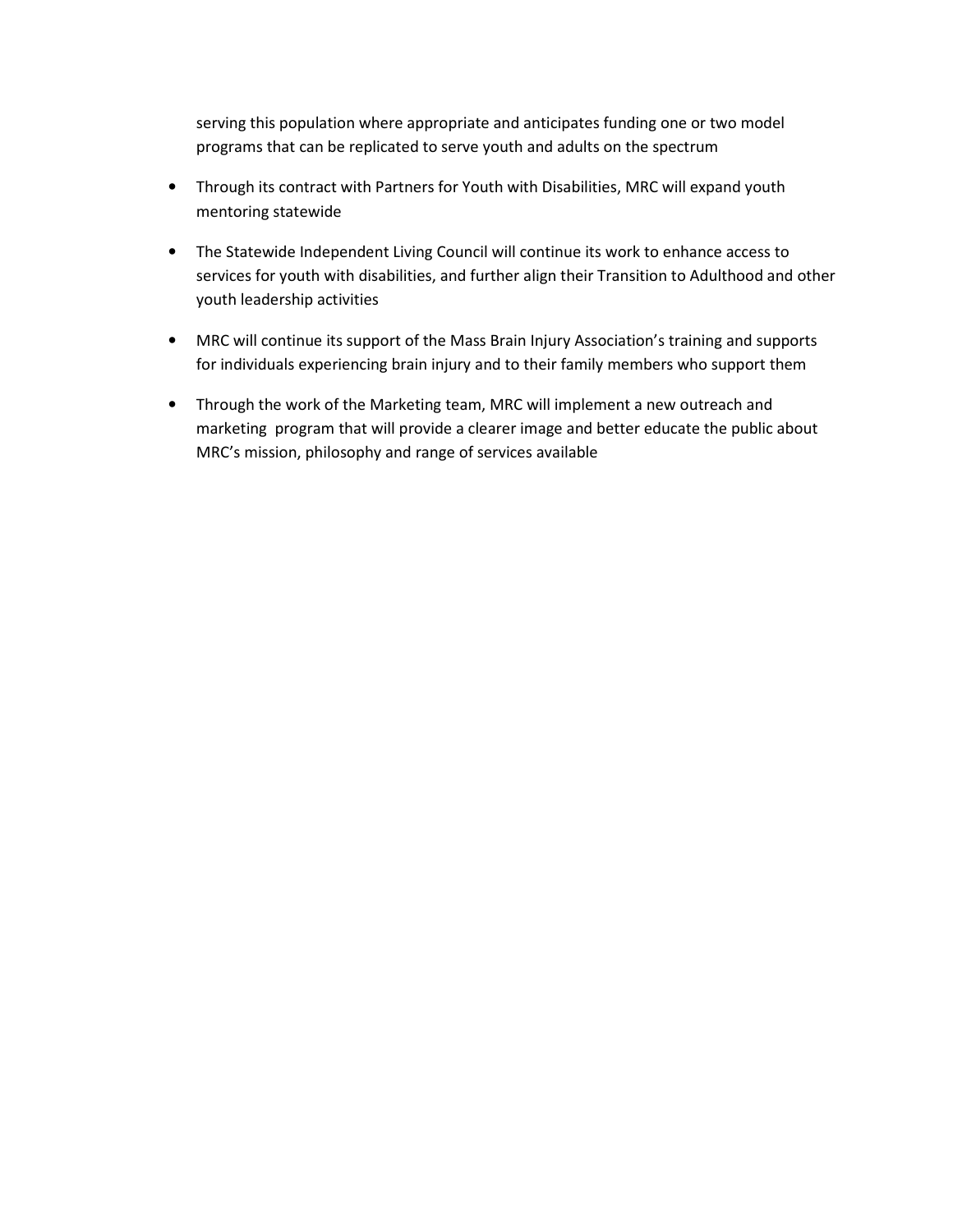serving this population where appropriate and anticipates funding one or two model programs that can be replicated to serve youth and adults on the spectrum

- Through its contract with Partners for Youth with Disabilities, MRC will expand youth mentoring statewide
- The Statewide Independent Living Council will continue its work to enhance access to services for youth with disabilities, and further align their Transition to Adulthood and other youth leadership activities
- MRC will continue its support of the Mass Brain Injury Association's training and supports for individuals experiencing brain injury and to their family members who support them
- Through the work of the Marketing team, MRC will implement a new outreach and marketing program that will provide a clearer image and better educate the public about MRC's mission, philosophy and range of services available